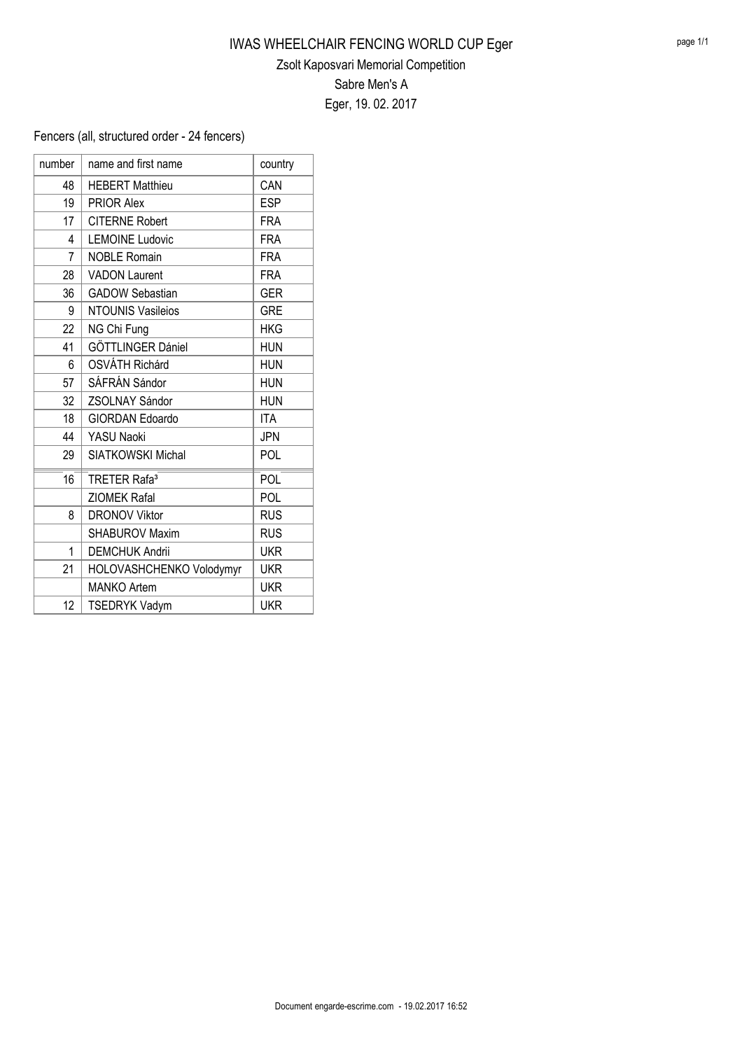# IWAS WHEELCHAIR FENCING WORLD CUP Eger

## Zsolt Kaposvari Memorial Competition

## Sabre Men's A

## Eger, 19. 02. 2017

Fencers (all, structured order - 24 fencers)

| number | name and first name | country |
|---|---|---|
| 48 | HEBERT Matthieu | CAN |
| 19 | PRIOR Alex | ESP |
| 17 | CITERNE Robert | FRA |
| 4 | LEMOINE Ludovic | FRA |
| 7 | NOBLE Romain | FRA |
| 28 | VADON Laurent | FRA |
| 36 | GADOW Sebastian | GER |
| 9 | NTOUNIS Vasileios | GRE |
| 22 | NG Chi Fung | HKG |
| 41 | GÖTTLINGER Dániel | HUN |
| 6 | OSVÁTH Richárd | HUN |
| 57 | SÁFRÁN Sándor | HUN |
| 32 | ZSOLNAY Sándor | HUN |
| 18 | GIORDAN Edoardo | ITA |
| 44 | YASU Naoki | JPN |
| 29 | SIATKOWSKI Michal | POL |
| 16 | TRETER Rafa³ | POL |
|  | ZIOMEK Rafal | POL |
| 8 | DRONOV Viktor | RUS |
|  | SHABUROV Maxim | RUS |
| 1 | DEMCHUK Andrii | UKR |
| 21 | HOLOVASHCHENKO Volodymyr | UKR |
|  | MANKO Artem | UKR |
| 12 | TSEDRYK Vadym | UKR |

Document engarde-escrime.com - 19.02.2017 16:52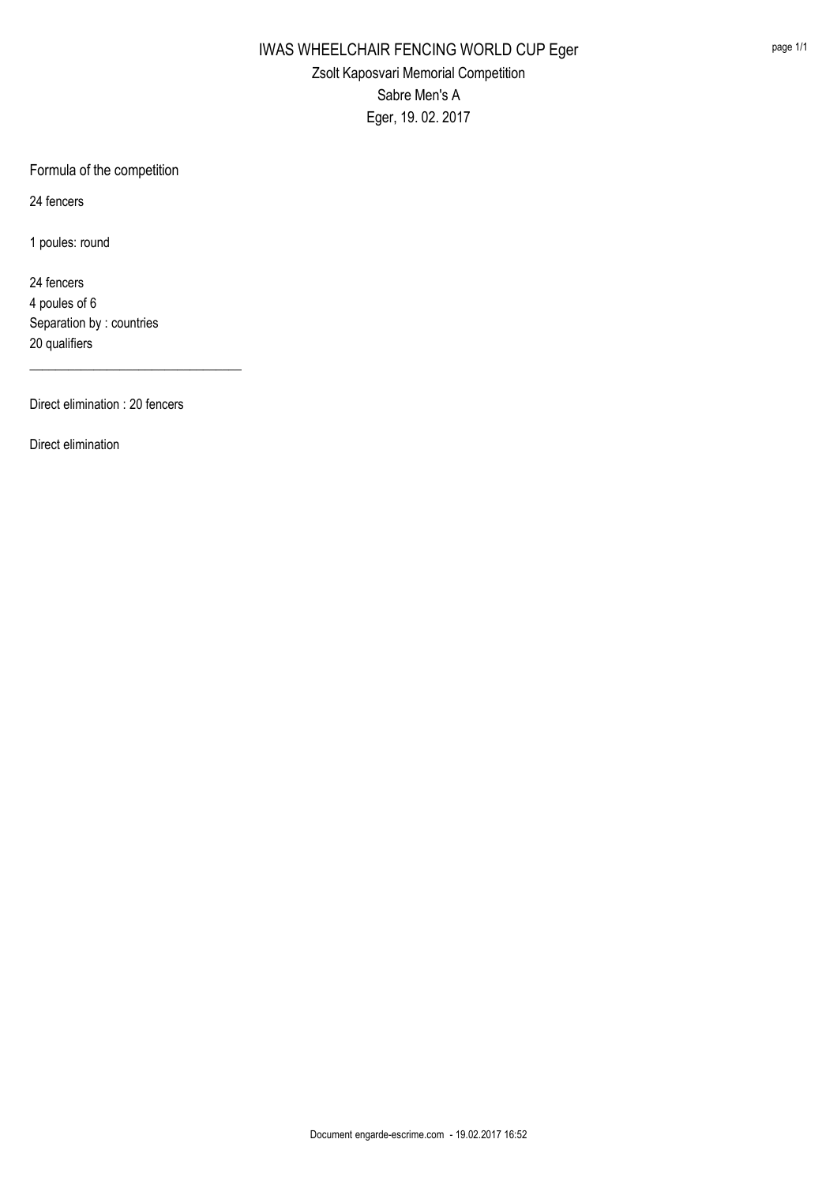# IWAS WHEELCHAIR FENCING WORLD CUP Eger

## Zsolt Kaposvari Memorial Competition

## Sabre Men's A

## Eger, 19. 02. 2017

Formula of the competition

24 fencers

1 poules: round

24 fencers
4 poules of 6
Separation by : countries
20 qualifiers

---

Direct elimination : 20 fencers

Direct elimination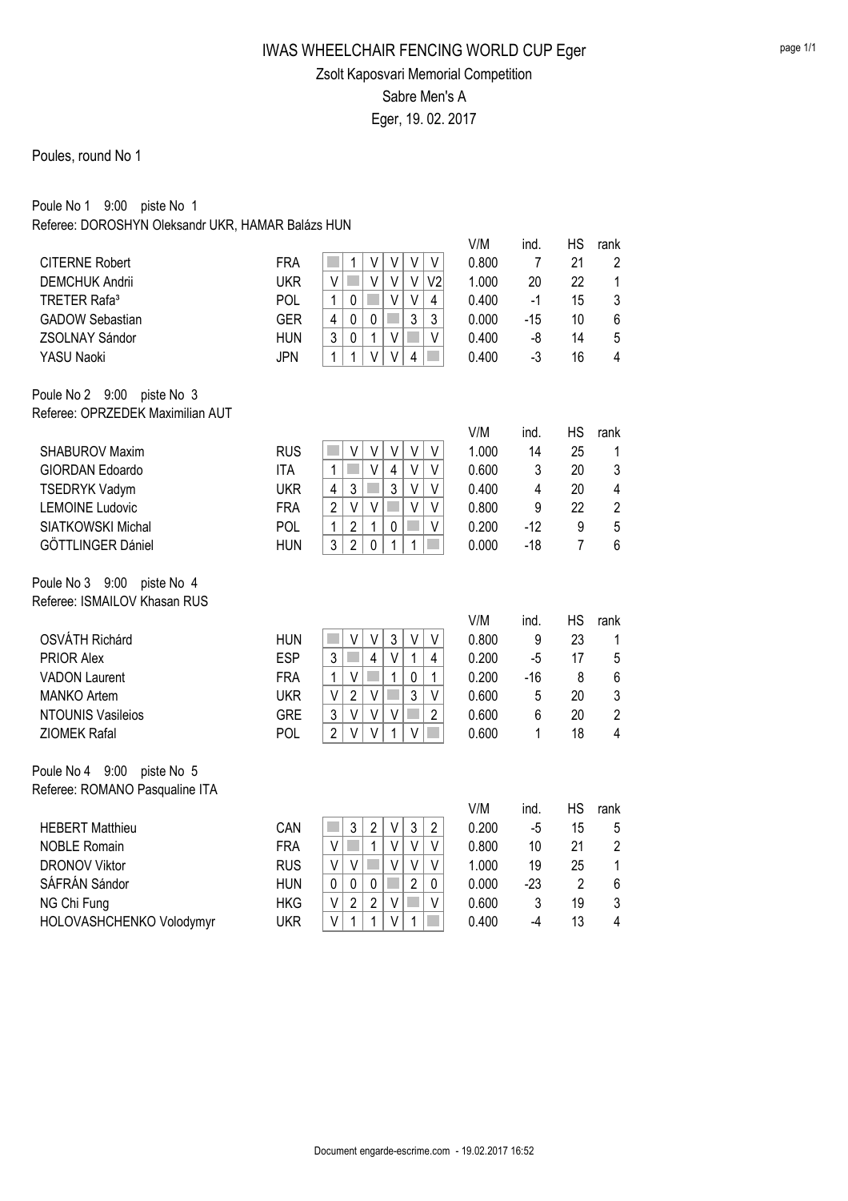# IWAS WHEELCHAIR FENCING WORLD CUP Eger

## Zsolt Kaposvari Memorial Competition

## Sabre Men's A

## Eger, 19. 02. 2017

Poules, round No 1

### Poule No 1 9:00 piste No 1

Referee: DOROSHYN Oleksandr UKR, HAMAR Balázs HUN

| Name | Nation | 1 | 2 | 3 | 4 | 5 | 6 | V/M | ind. | HS | rank |
|---|---|---|---|---|---|---|---|---|---|---|---|
| CITERNE Robert | FRA | | 1 | V | V | V | V | 0.800 | 7 | 21 | 2 |
| DEMCHUK Andrii | UKR | V | | V | V | V | V2 | 1.000 | 20 | 22 | 1 |
| TRETER Rafa³ | POL | 1 | 0 | | V | V | 4 | 0.400 | -1 | 15 | 3 |
| GADOW Sebastian | GER | 4 | 0 | 0 | | 3 | 3 | 0.000 | -15 | 10 | 6 |
| ZSOLNAY Sándor | HUN | 3 | 0 | 1 | V | | V | 0.400 | -8 | 14 | 5 |
| YASU Naoki | JPN | 1 | 1 | V | V | 4 | | 0.400 | -3 | 16 | 4 |

### Poule No 2 9:00 piste No 3

Referee: OPRZEDEK Maximilian AUT

| Name | Nation | 1 | 2 | 3 | 4 | 5 | 6 | V/M | ind. | HS | rank |
|---|---|---|---|---|---|---|---|---|---|---|---|
| SHABUROV Maxim | RUS | | V | V | V | V | V | 1.000 | 14 | 25 | 1 |
| GIORDAN Edoardo | ITA | 1 | | V | 4 | V | V | 0.600 | 3 | 20 | 3 |
| TSEDRYK Vadym | UKR | 4 | 3 | | 3 | V | V | 0.400 | 4 | 20 | 4 |
| LEMOINE Ludovic | FRA | 2 | V | V | | V | V | 0.800 | 9 | 22 | 2 |
| SIATKOWSKI Michal | POL | 1 | 2 | 1 | 0 | | V | 0.200 | -12 | 9 | 5 |
| GÖTTLINGER Dániel | HUN | 3 | 2 | 0 | 1 | 1 | | 0.000 | -18 | 7 | 6 |

### Poule No 3 9:00 piste No 4

Referee: ISMAILOV Khasan RUS

| Name | Nation | 1 | 2 | 3 | 4 | 5 | 6 | V/M | ind. | HS | rank |
|---|---|---|---|---|---|---|---|---|---|---|---|
| OSVÁTH Richárd | HUN | | V | V | 3 | V | V | 0.800 | 9 | 23 | 1 |
| PRIOR Alex | ESP | 3 | | 4 | V | 1 | 4 | 0.200 | -5 | 17 | 5 |
| VADON Laurent | FRA | 1 | V | | 1 | 0 | 1 | 0.200 | -16 | 8 | 6 |
| MANKO Artem | UKR | V | 2 | V | | 3 | V | 0.600 | 5 | 20 | 3 |
| NTOUNIS Vasileios | GRE | 3 | V | V | V | | 2 | 0.600 | 6 | 20 | 2 |
| ZIOMEK Rafal | POL | 2 | V | V | 1 | V | | 0.600 | 1 | 18 | 4 |

### Poule No 4 9:00 piste No 5

Referee: ROMANO Pasqualine ITA

| Name | Nation | 1 | 2 | 3 | 4 | 5 | 6 | V/M | ind. | HS | rank |
|---|---|---|---|---|---|---|---|---|---|---|---|
| HEBERT Matthieu | CAN | | 3 | 2 | V | 3 | 2 | 0.200 | -5 | 15 | 5 |
| NOBLE Romain | FRA | V | | 1 | V | V | V | 0.800 | 10 | 21 | 2 |
| DRONOV Viktor | RUS | V | V | | V | V | V | 1.000 | 19 | 25 | 1 |
| SÁFRÁN Sándor | HUN | 0 | 0 | 0 | | 2 | 0 | 0.000 | -23 | 2 | 6 |
| NG Chi Fung | HKG | V | 2 | 2 | V | | V | 0.600 | 3 | 19 | 3 |
| HOLOVASHCHENKO Volodymyr | UKR | V | 1 | 1 | V | 1 | | 0.400 | -4 | 13 | 4 |

Document engarde-escrime.com - 19.02.2017 16:52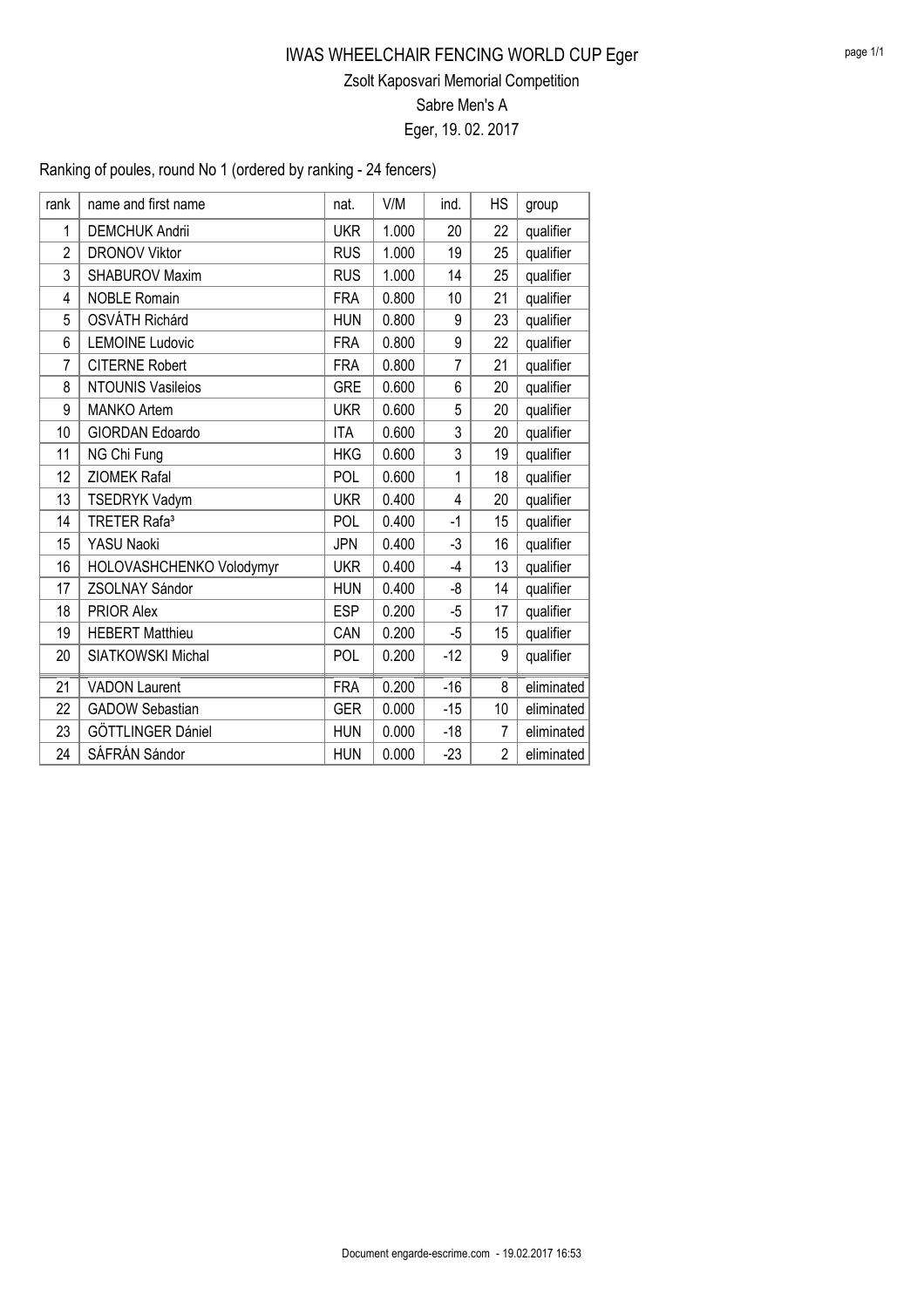# IWAS WHEELCHAIR FENCING WORLD CUP Eger

## Zsolt Kaposvari Memorial Competition

## Sabre Men's A

## Eger, 19. 02. 2017

Ranking of poules, round No 1 (ordered by ranking - 24 fencers)

| rank | name and first name | nat. | V/M | ind. | HS | group |
|---|---|---|---|---|---|---|
| 1 | DEMCHUK Andrii | UKR | 1.000 | 20 | 22 | qualifier |
| 2 | DRONOV Viktor | RUS | 1.000 | 19 | 25 | qualifier |
| 3 | SHABUROV Maxim | RUS | 1.000 | 14 | 25 | qualifier |
| 4 | NOBLE Romain | FRA | 0.800 | 10 | 21 | qualifier |
| 5 | OSVÁTH Richárd | HUN | 0.800 | 9 | 23 | qualifier |
| 6 | LEMOINE Ludovic | FRA | 0.800 | 9 | 22 | qualifier |
| 7 | CITERNE Robert | FRA | 0.800 | 7 | 21 | qualifier |
| 8 | NTOUNIS Vasileios | GRE | 0.600 | 6 | 20 | qualifier |
| 9 | MANKO Artem | UKR | 0.600 | 5 | 20 | qualifier |
| 10 | GIORDAN Edoardo | ITA | 0.600 | 3 | 20 | qualifier |
| 11 | NG Chi Fung | HKG | 0.600 | 3 | 19 | qualifier |
| 12 | ZIOMEK Rafal | POL | 0.600 | 1 | 18 | qualifier |
| 13 | TSEDRYK Vadym | UKR | 0.400 | 4 | 20 | qualifier |
| 14 | TRETER Rafa³ | POL | 0.400 | -1 | 15 | qualifier |
| 15 | YASU Naoki | JPN | 0.400 | -3 | 16 | qualifier |
| 16 | HOLOVASHCHENKO Volodymyr | UKR | 0.400 | -4 | 13 | qualifier |
| 17 | ZSOLNAY Sándor | HUN | 0.400 | -8 | 14 | qualifier |
| 18 | PRIOR Alex | ESP | 0.200 | -5 | 17 | qualifier |
| 19 | HEBERT Matthieu | CAN | 0.200 | -5 | 15 | qualifier |
| 20 | SIATKOWSKI Michal | POL | 0.200 | -12 | 9 | qualifier |
| 21 | VADON Laurent | FRA | 0.200 | -16 | 8 | eliminated |
| 22 | GADOW Sebastian | GER | 0.000 | -15 | 10 | eliminated |
| 23 | GÖTTLINGER Dániel | HUN | 0.000 | -18 | 7 | eliminated |
| 24 | SÁFRÁN Sándor | HUN | 0.000 | -23 | 2 | eliminated |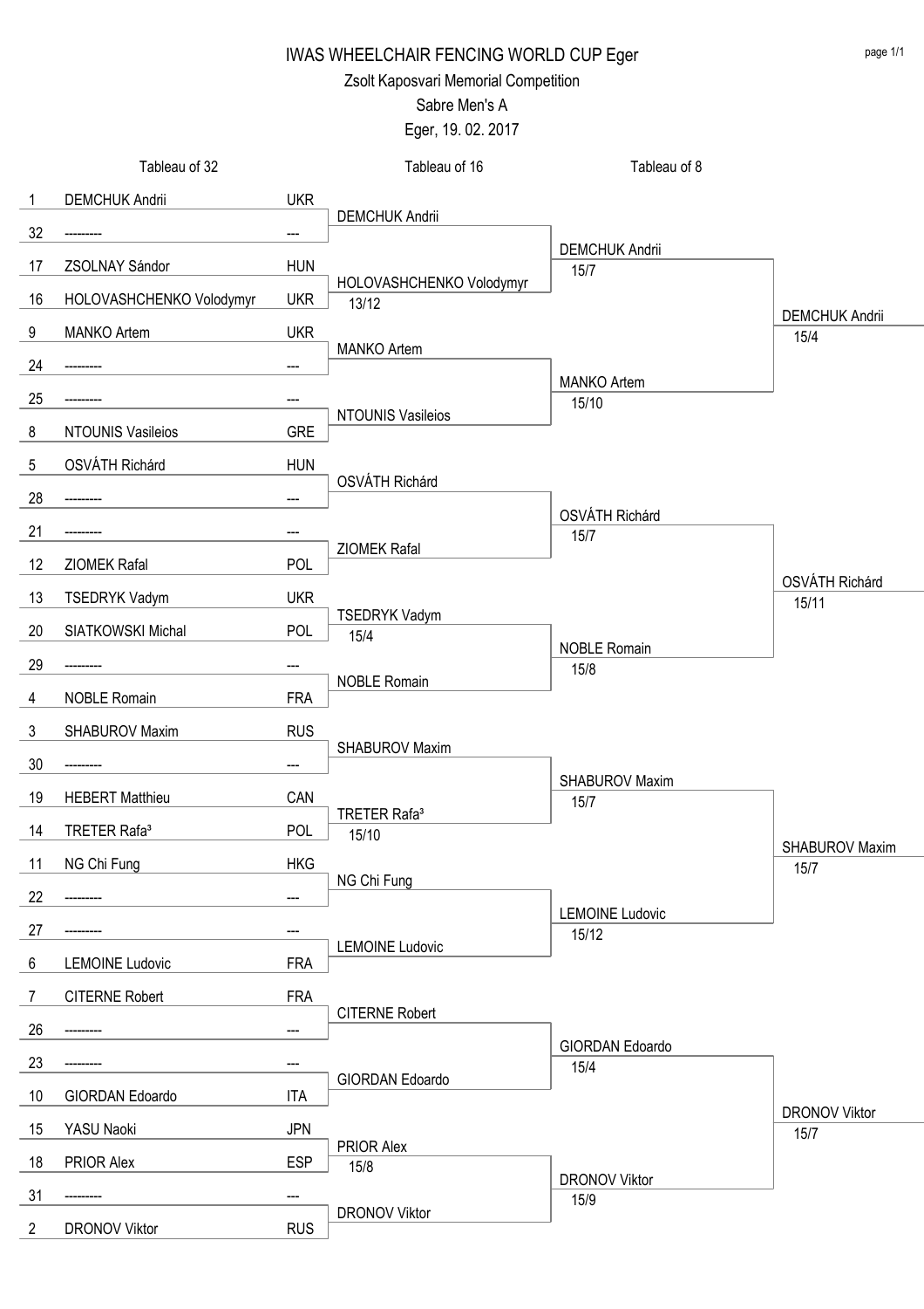# IWAS WHEELCHAIR FENCING WORLD CUP Eger

## Zsolt Kaposvari Memorial Competition

### Sabre Men's A

Eger, 19. 02. 2017

| Seed | Tableau of 32 | Nation | Tableau of 16 | Score | Tableau of 8 | Score | Semi-final | Score |
|---|---|---|---|---|---|---|---|---|
| 1 | DEMCHUK Andrii | UKR | DEMCHUK Andrii | | DEMCHUK Andrii | 15/7 | DEMCHUK Andrii | 15/4 |
| 32 | --------- | --- | | | | | | |
| 17 | ZSOLNAY Sándor | HUN | HOLOVASHCHENKO Volodymyr | 13/12 | | | | |
| 16 | HOLOVASHCHENKO Volodymyr | UKR | | | | | | |
| 9 | MANKO Artem | UKR | MANKO Artem | | MANKO Artem | 15/10 | | |
| 24 | --------- | --- | | | | | | |
| 25 | --------- | --- | NTOUNIS Vasileios | | | | | |
| 8 | NTOUNIS Vasileios | GRE | | | | | | |
| 5 | OSVÁTH Richárd | HUN | OSVÁTH Richárd | | OSVÁTH Richárd | 15/7 | OSVÁTH Richárd | 15/11 |
| 28 | --------- | --- | | | | | | |
| 21 | --------- | --- | ZIOMEK Rafal | | | | | |
| 12 | ZIOMEK Rafal | POL | | | | | | |
| 13 | TSEDRYK Vadym | UKR | TSEDRYK Vadym | 15/4 | NOBLE Romain | 15/8 | | |
| 20 | SIATKOWSKI Michal | POL | | | | | | |
| 29 | --------- | --- | NOBLE Romain | | | | | |
| 4 | NOBLE Romain | FRA | | | | | | |
| 3 | SHABUROV Maxim | RUS | SHABUROV Maxim | | SHABUROV Maxim | 15/7 | SHABUROV Maxim | 15/7 |
| 30 | --------- | --- | | | | | | |
| 19 | HEBERT Matthieu | CAN | TRETER Rafa³ | 15/10 | | | | |
| 14 | TRETER Rafa³ | POL | | | | | | |
| 11 | NG Chi Fung | HKG | NG Chi Fung | | LEMOINE Ludovic | 15/12 | | |
| 22 | --------- | --- | | | | | | |
| 27 | --------- | --- | LEMOINE Ludovic | | | | | |
| 6 | LEMOINE Ludovic | FRA | | | | | | |
| 7 | CITERNE Robert | FRA | CITERNE Robert | | GIORDAN Edoardo | 15/4 | DRONOV Viktor | 15/7 |
| 26 | --------- | --- | | | | | | |
| 23 | --------- | --- | GIORDAN Edoardo | | | | | |
| 10 | GIORDAN Edoardo | ITA | | | | | | |
| 15 | YASU Naoki | JPN | PRIOR Alex | 15/8 | DRONOV Viktor | 15/9 | | |
| 18 | PRIOR Alex | ESP | | | | | | |
| 31 | --------- | --- | DRONOV Viktor | | | | | |
| 2 | DRONOV Viktor | RUS | | | | | | |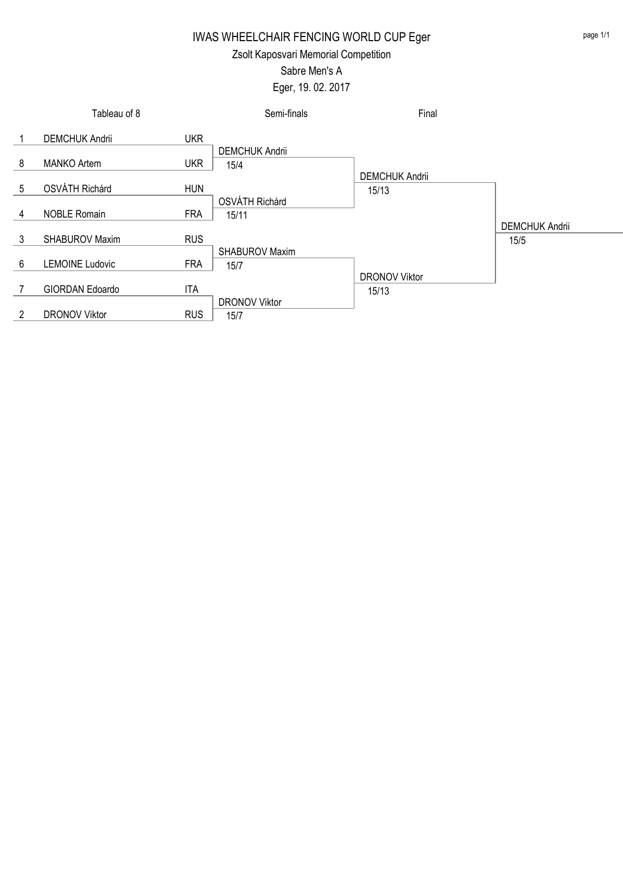# IWAS WHEELCHAIR FENCING WORLD CUP Eger

## Zsolt Kaposvari Memorial Competition

## Sabre Men's A

Eger, 19. 02. 2017

| Seed | Tableau of 8 | Nation | Semi-finals | Final | Winner |
|---|---|---|---|---|---|
| 1 | DEMCHUK Andrii | UKR | | | |
| | | | DEMCHUK Andrii 15/4 | | |
| 8 | MANKO Artem | UKR | | | |
| | | | | DEMCHUK Andrii 15/13 | |
| 5 | OSVÁTH Richárd | HUN | | | |
| | | | OSVÁTH Richárd 15/11 | | |
| 4 | NOBLE Romain | FRA | | | |
| | | | | | DEMCHUK Andrii 15/5 |
| 3 | SHABUROV Maxim | RUS | | | |
| | | | SHABUROV Maxim 15/7 | | |
| 6 | LEMOINE Ludovic | FRA | | | |
| | | | | DRONOV Viktor 15/13 | |
| 7 | GIORDAN Edoardo | ITA | | | |
| | | | DRONOV Viktor 15/7 | | |
| 2 | DRONOV Viktor | RUS | | | |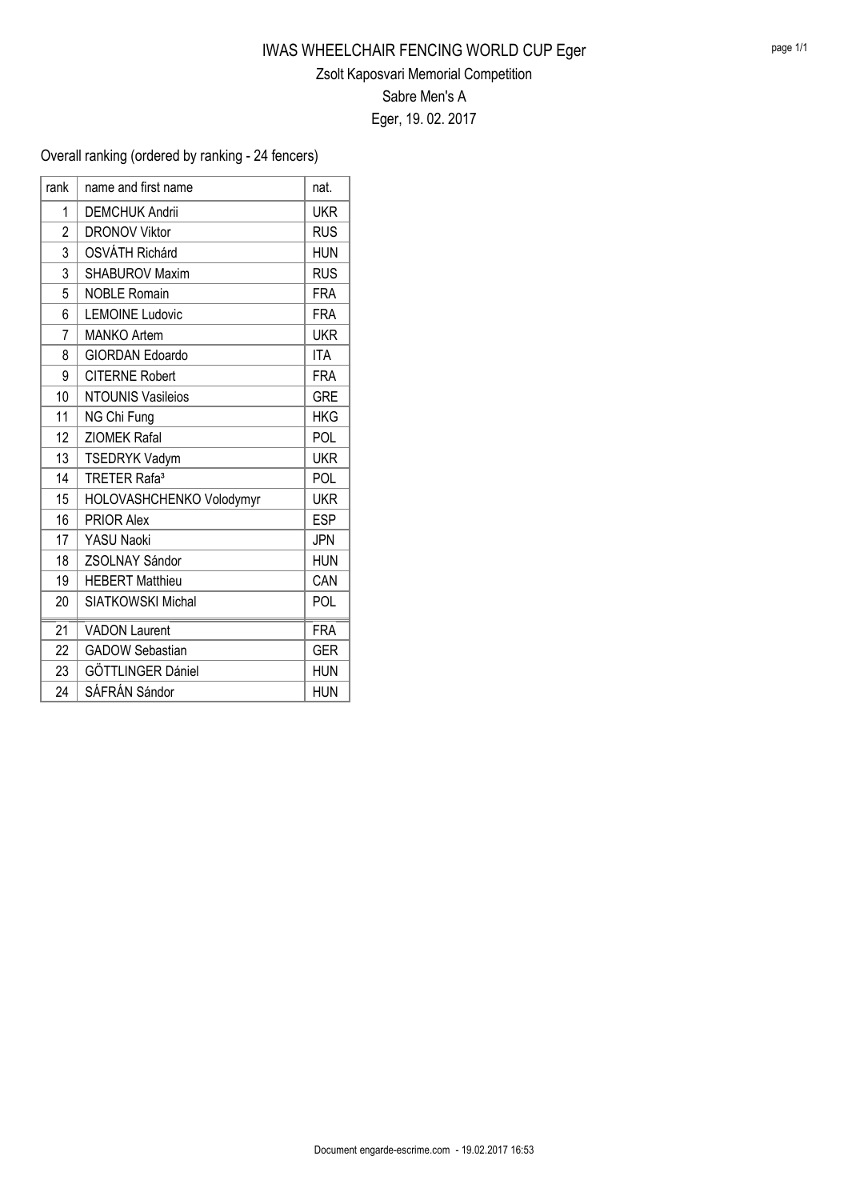# IWAS WHEELCHAIR FENCING WORLD CUP Eger

## Zsolt Kaposvari Memorial Competition

## Sabre Men's A

## Eger, 19. 02. 2017

Overall ranking (ordered by ranking - 24 fencers)

| rank | name and first name | nat. |
| --- | --- | --- |
| 1 | DEMCHUK Andrii | UKR |
| 2 | DRONOV Viktor | RUS |
| 3 | OSVÁTH Richárd | HUN |
| 3 | SHABUROV Maxim | RUS |
| 5 | NOBLE Romain | FRA |
| 6 | LEMOINE Ludovic | FRA |
| 7 | MANKO Artem | UKR |
| 8 | GIORDAN Edoardo | ITA |
| 9 | CITERNE Robert | FRA |
| 10 | NTOUNIS Vasileios | GRE |
| 11 | NG Chi Fung | HKG |
| 12 | ZIOMEK Rafal | POL |
| 13 | TSEDRYK Vadym | UKR |
| 14 | TRETER Rafa³ | POL |
| 15 | HOLOVASHCHENKO Volodymyr | UKR |
| 16 | PRIOR Alex | ESP |
| 17 | YASU Naoki | JPN |
| 18 | ZSOLNAY Sándor | HUN |
| 19 | HEBERT Matthieu | CAN |
| 20 | SIATKOWSKI Michal | POL |
| 21 | VADON Laurent | FRA |
| 22 | GADOW Sebastian | GER |
| 23 | GÖTTLINGER Dániel | HUN |
| 24 | SÁFRÁN Sándor | HUN |

Document engarde-escrime.com - 19.02.2017 16:53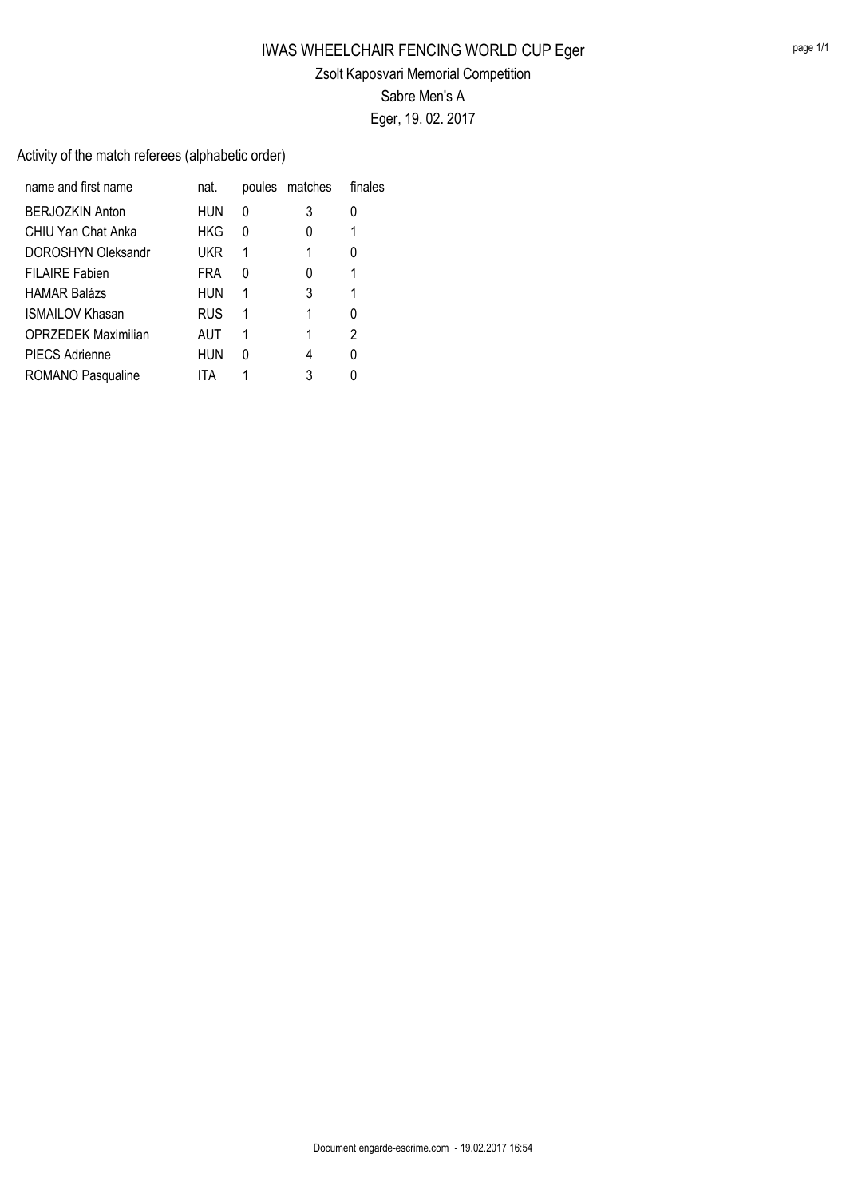# IWAS WHEELCHAIR FENCING WORLD CUP Eger

## Zsolt Kaposvari Memorial Competition

## Sabre Men's A

## Eger, 19. 02. 2017

Activity of the match referees (alphabetic order)

| name and first name | nat. | poules | matches | finales |
|---|---|---|---|---|
| BERJOZKIN Anton | HUN | 0 | 3 | 0 |
| CHIU Yan Chat Anka | HKG | 0 | 0 | 1 |
| DOROSHYN Oleksandr | UKR | 1 | 1 | 0 |
| FILAIRE Fabien | FRA | 0 | 0 | 1 |
| HAMAR Balázs | HUN | 1 | 3 | 1 |
| ISMAILOV Khasan | RUS | 1 | 1 | 0 |
| OPRZEDEK Maximilian | AUT | 1 | 1 | 2 |
| PIECS Adrienne | HUN | 0 | 4 | 0 |
| ROMANO Pasqualine | ITA | 1 | 3 | 0 |

Document engarde-escrime.com - 19.02.2017 16:54